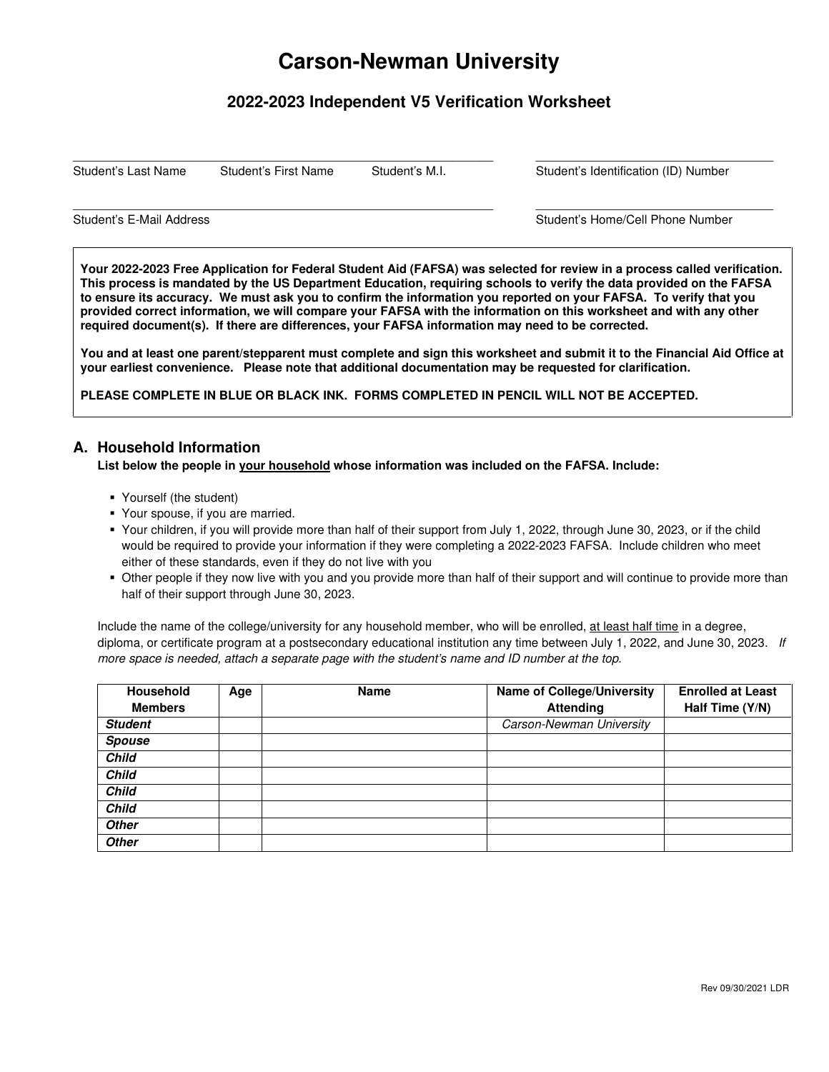# Carson-Newman University

## 2022-2023 Independent V5 Verification Worksheet

\_\_\_\_\_\_\_\_\_\_\_\_\_\_\_\_\_\_\_\_\_\_\_\_\_\_\_\_\_\_\_\_\_\_\_\_\_\_\_\_\_\_\_\_\_\_\_\_ \_\_\_\_\_\_\_\_\_\_\_\_\_\_\_\_\_\_\_\_\_\_\_\_\_\_\_\_\_\_\_\_\_\_

Student's Last Name Student's First Name Student's M.I. Student's Identification (ID) Number

\_\_\_\_\_\_\_\_\_\_\_\_\_\_\_\_\_\_\_\_\_\_\_\_\_\_\_\_\_\_\_\_\_\_\_\_\_\_\_\_\_\_\_\_\_\_\_\_ \_\_\_\_\_\_\_\_\_\_\_\_\_\_\_\_\_\_\_\_\_\_\_\_\_\_\_\_\_\_\_\_\_\_

Student's E-Mail Address Student's Home/Cell Phone Number

**Your 2022-2023 Free Application for Federal Student Aid (FAFSA) was selected for review in a process called verification. This process is mandated by the US Department Education, requiring schools to verify the data provided on the FAFSA to ensure its accuracy. We must ask you to confirm the information you reported on your FAFSA. To verify that you provided correct information, we will compare your FAFSA with the information on this worksheet and with any other required document(s). If there are differences, your FAFSA information may need to be corrected.**

**You and at least one parent/stepparent must complete and sign this worksheet and submit it to the Financial Aid Office at your earliest convenience. Please note that additional documentation may be requested for clarification.**

**PLEASE COMPLETE IN BLUE OR BLACK INK. FORMS COMPLETED IN PENCIL WILL NOT BE ACCEPTED.**

### A. Household Information

**List below the people in your household whose information was included on the FAFSA. Include:**

- Yourself (the student)
- Your spouse, if you are married.
- Your children, if you will provide more than half of their support from July 1, 2022, through June 30, 2023, or if the child would be required to provide your information if they were completing a 2022-2023 FAFSA. Include children who meet either of these standards, even if they do not live with you
- Other people if they now live with you and you provide more than half of their support and will continue to provide more than half of their support through June 30, 2023.

Include the name of the college/university for any household member, who will be enrolled, at least half time in a degree, diploma, or certificate program at a postsecondary educational institution any time between July 1, 2022, and June 30, 2023. *If more space is needed, attach a separate page with the student's name and ID number at the top*.

| Household Members | Age | Name | Name of College/University Attending | Enrolled at Least Half Time (Y/N) |
|---|---|---|---|---|
| ***Student*** | | | *Carson-Newman University* | |
| ***Spouse*** | | | | |
| ***Child*** | | | | |
| ***Child*** | | | | |
| ***Child*** | | | | |
| ***Child*** | | | | |
| ***Other*** | | | | |
| ***Other*** | | | | |

Rev 09/30/2021 LDR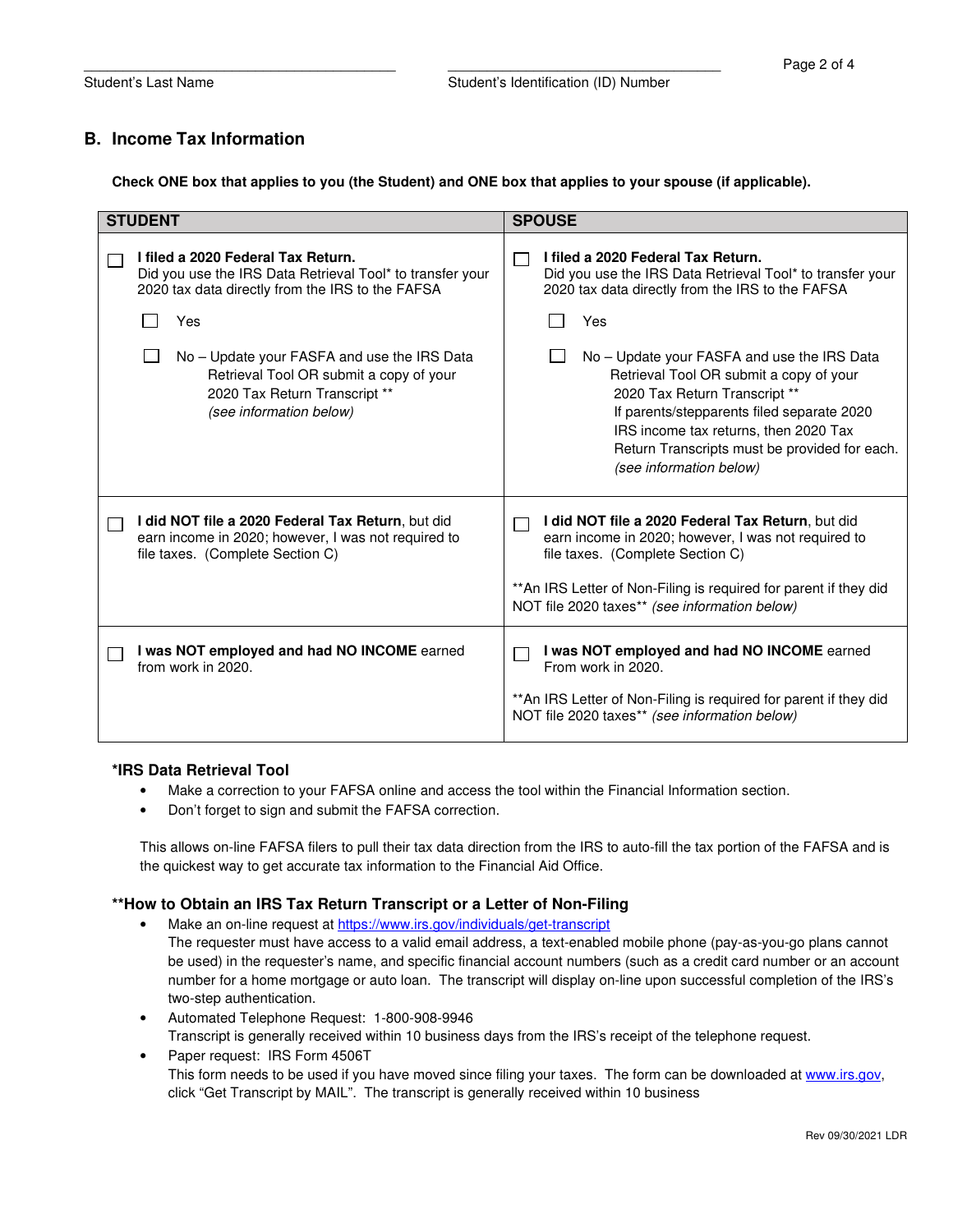Student's Last Name &nbsp;&nbsp;&nbsp;&nbsp;&nbsp;&nbsp;&nbsp;&nbsp; Student's Identification (ID) Number

## B. Income Tax Information

**Check ONE box that applies to you (the Student) and ONE box that applies to your spouse (if applicable).**

| STUDENT | SPOUSE |
|---|---|
| ☐ **I filed a 2020 Federal Tax Return.** Did you use the IRS Data Retrieval Tool* to transfer your 2020 tax data directly from the IRS to the FAFSA<br><br>☐ Yes<br><br>☐ No – Update your FAFSA and use the IRS Data Retrieval Tool OR submit a copy of your 2020 Tax Return Transcript ** *(see information below)* | ☐ **I filed a 2020 Federal Tax Return.** Did you use the IRS Data Retrieval Tool* to transfer your 2020 tax data directly from the IRS to the FAFSA<br><br>☐ Yes<br><br>☐ No – Update your FAFSA and use the IRS Data Retrieval Tool OR submit a copy of your 2020 Tax Return Transcript ** If parents/stepparents filed separate 2020 IRS income tax returns, then 2020 Tax Return Transcripts must be provided for each. *(see information below)* |
| ☐ **I did NOT file a 2020 Federal Tax Return**, but did earn income in 2020; however, I was not required to file taxes. (Complete Section C) | ☐ **I did NOT file a 2020 Federal Tax Return**, but did earn income in 2020; however, I was not required to file taxes. (Complete Section C)<br><br>**An IRS Letter of Non-Filing is required for parent if they did NOT file 2020 taxes** *(see information below)* |
| ☐ **I was NOT employed and had NO INCOME** earned from work in 2020. | ☐ **I was NOT employed and had NO INCOME** earned From work in 2020.<br><br>**An IRS Letter of Non-Filing is required for parent if they did NOT file 2020 taxes** *(see information below)* |

### *IRS Data Retrieval Tool

- Make a correction to your FAFSA online and access the tool within the Financial Information section.
- Don't forget to sign and submit the FAFSA correction.

This allows on-line FAFSA filers to pull their tax data direction from the IRS to auto-fill the tax portion of the FAFSA and is the quickest way to get accurate tax information to the Financial Aid Office.

### **How to Obtain an IRS Tax Return Transcript or a Letter of Non-Filing

- Make an on-line request at https://www.irs.gov/individuals/get-transcript
  The requester must have access to a valid email address, a text-enabled mobile phone (pay-as-you-go plans cannot be used) in the requester's name, and specific financial account numbers (such as a credit card number or an account number for a home mortgage or auto loan. The transcript will display on-line upon successful completion of the IRS's two-step authentication.
- Automated Telephone Request: 1-800-908-9946
  Transcript is generally received within 10 business days from the IRS's receipt of the telephone request.
- Paper request: IRS Form 4506T
  This form needs to be used if you have moved since filing your taxes. The form can be downloaded at www.irs.gov, click "Get Transcript by MAIL". The transcript is generally received within 10 business

Rev 09/30/2021 LDR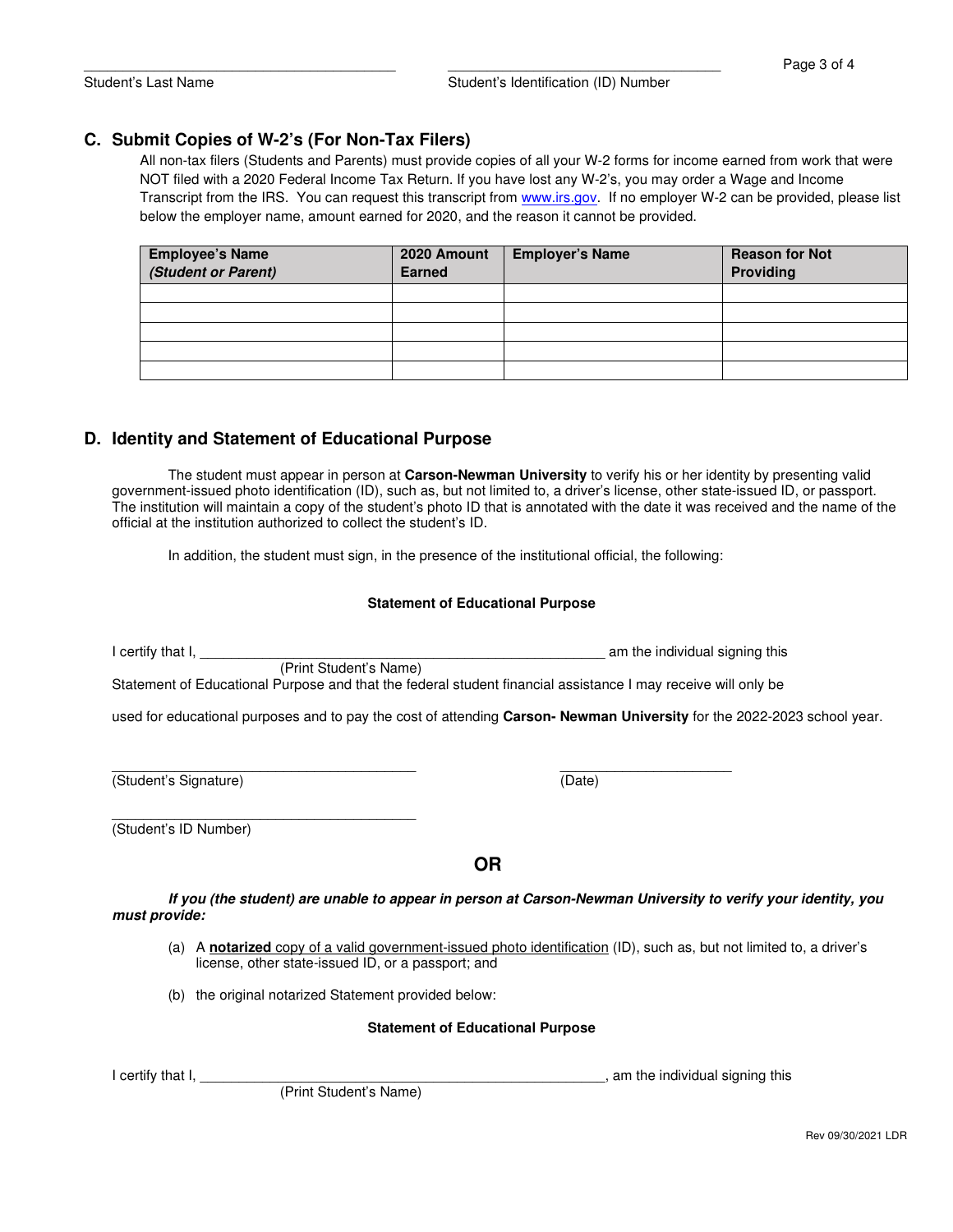Student's Last Name ______________________ Student's Identification (ID) Number ______________________

## C. Submit Copies of W-2's (For Non-Tax Filers)

All non-tax filers (Students and Parents) must provide copies of all your W-2 forms for income earned from work that were NOT filed with a 2020 Federal Income Tax Return. If you have lost any W-2's, you may order a Wage and Income Transcript from the IRS. You can request this transcript from www.irs.gov. If no employer W-2 can be provided, please list below the employer name, amount earned for 2020, and the reason it cannot be provided.

| **Employee's Name *(Student or Parent)*** | **2020 Amount Earned** | **Employer's Name** | **Reason for Not Providing** |
|---|---|---|---|
| | | | |
| | | | |
| | | | |
| | | | |
| | | | |

## D. Identity and Statement of Educational Purpose

The student must appear in person at **Carson-Newman University** to verify his or her identity by presenting valid government-issued photo identification (ID), such as, but not limited to, a driver's license, other state-issued ID, or passport. The institution will maintain a copy of the student's photo ID that is annotated with the date it was received and the name of the official at the institution authorized to collect the student's ID.

In addition, the student must sign, in the presence of the institutional official, the following:

**Statement of Educational Purpose**

I certify that I, ________________________________________ am the individual signing this
(Print Student's Name)
Statement of Educational Purpose and that the federal student financial assistance I may receive will only be used for educational purposes and to pay the cost of attending **Carson- Newman University** for the 2022-2023 school year.

______________________________ ______________________
(Student's Signature) (Date)

______________________________
(Student's ID Number)

**OR**

***If you (the student) are unable to appear in person at Carson-Newman University to verify your identity, you must provide:***

(a) A **notarized** copy of a valid government-issued photo identification (ID), such as, but not limited to, a driver's license, other state-issued ID, or a passport; and

(b) the original notarized Statement provided below:

**Statement of Educational Purpose**

I certify that I, ________________________________________, am the individual signing this
(Print Student's Name)

Rev 09/30/2021 LDR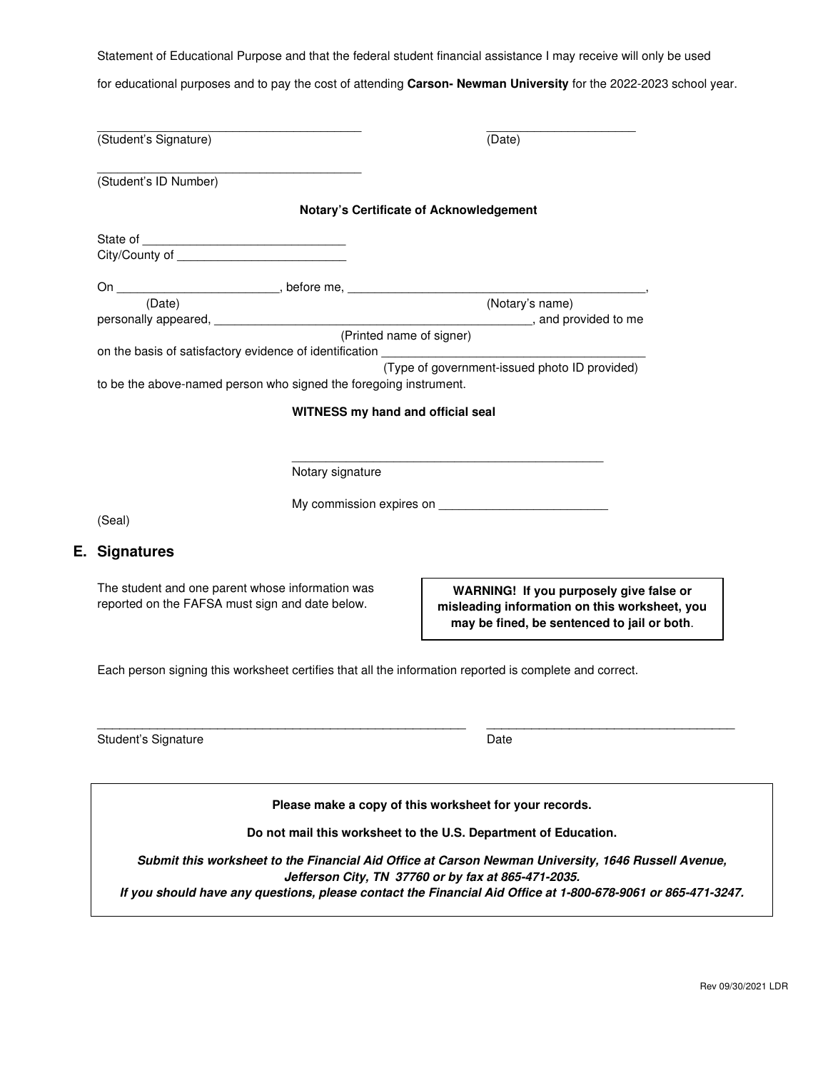Statement of Educational Purpose and that the federal student financial assistance I may receive will only be used for educational purposes and to pay the cost of attending **Carson- Newman University** for the 2022-2023 school year.

_______________________________________ (Student's Signature)　　　　_______________________ (Date)

_______________________________________ (Student's ID Number)

**Notary's Certificate of Acknowledgement**

State of ______________________________

City/County of _________________________

On ________________________, before me, ____________________________________________,
(Date)　　　　　　　　　　　　　　(Notary's name)

personally appeared, ________________________________________________, and provided to me
(Printed name of signer)

on the basis of satisfactory evidence of identification ________________________________________
(Type of government-issued photo ID provided)

to be the above-named person who signed the foregoing instrument.

**WITNESS my hand and official seal**

______________________________________________
Notary signature

My commission expires on _________________________

(Seal)

## E. Signatures

The student and one parent whose information was reported on the FAFSA must sign and date below.

**WARNING! If you purposely give false or misleading information on this worksheet, you may be fined, be sentenced to jail or both.**

Each person signing this worksheet certifies that all the information reported is complete and correct.

_______________________________________________________ Student's Signature　　　　____________________________________ Date

**Please make a copy of this worksheet for your records.**

**Do not mail this worksheet to the U.S. Department of Education.**

***Submit this worksheet to the Financial Aid Office at Carson Newman University, 1646 Russell Avenue, Jefferson City, TN 37760 or by fax at 865-471-2035.***

***If you should have any questions, please contact the Financial Aid Office at 1-800-678-9061 or 865-471-3247.***

Rev 09/30/2021 LDR